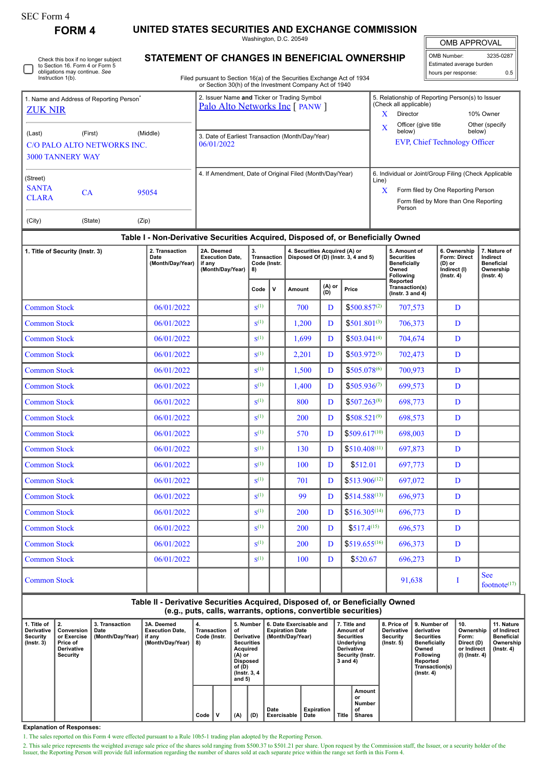SEC Form 4

**FORM 4**

# UNITED STATES SECURITIES AND EXCHANGE COMMISSION

Washington, D.C. 20549

## STATEMENT OF CHANGES IN BENEFICIAL OWNERSHIP

Filed pursuant to Section 16(a) of the Securities Exchange Act of 1934 or Section 30(h) of the Investment Company Act of 1940

| OMB APPROVAL | |
|---|---|
| OMB Number: | 3235-0287 |
| Estimated average burden | |
| hours per response: | 0.5 |

☐ Check this box if no longer subject to Section 16. Form 4 or Form 5 obligations may continue. *See* Instruction 1(b).

**1. Name and Address of Reporting Person***
ZUK NIR

(Last) (First) (Middle)
C/O PALO ALTO NETWORKS INC.
3000 TANNERY WAY

(Street)
SANTA CLARA CA 95054

(City) (State) (Zip)

**2. Issuer Name and Ticker or Trading Symbol**
Palo Alto Networks Inc [ PANW ]

**3. Date of Earliest Transaction (Month/Day/Year)**
06/01/2022

**4. If Amendment, Date of Original Filed (Month/Day/Year)**

**5. Relationship of Reporting Person(s) to Issuer (Check all applicable)**
X Director
10% Owner
X Officer (give title below)
Other (specify below)
EVP, Chief Technology Officer

**6. Individual or Joint/Group Filing (Check Applicable Line)**
X Form filed by One Reporting Person
Form filed by More than One Reporting Person

### Table I - Non-Derivative Securities Acquired, Disposed of, or Beneficially Owned

| 1. Title of Security (Instr. 3) | 2. Transaction Date (Month/Day/Year) | 2A. Deemed Execution Date, if any (Month/Day/Year) | 3. Transaction Code (Instr. 8) | | 4. Securities Acquired (A) or Disposed Of (D) (Instr. 3, 4 and 5) | | | 5. Amount of Securities Beneficially Owned Following Reported Transaction(s) (Instr. 3 and 4) | 6. Ownership Form: Direct (D) or Indirect (I) (Instr. 4) | 7. Nature of Indirect Beneficial Ownership (Instr. 4) |
|---|---|---|---|---|---|---|---|---|---|---|
| | | | Code | V | Amount | (A) or (D) | Price | | | |
| Common Stock | 06/01/2022 | | S[1] | | 700 | D | $500.857[2] | 707,573 | D | |
| Common Stock | 06/01/2022 | | S[1] | | 1,200 | D | $501.801[3] | 706,373 | D | |
| Common Stock | 06/01/2022 | | S[1] | | 1,699 | D | $503.041[4] | 704,674 | D | |
| Common Stock | 06/01/2022 | | S[1] | | 2,201 | D | $503.972[5] | 702,473 | D | |
| Common Stock | 06/01/2022 | | S[1] | | 1,500 | D | $505.078[6] | 700,973 | D | |
| Common Stock | 06/01/2022 | | S[1] | | 1,400 | D | $505.936[7] | 699,573 | D | |
| Common Stock | 06/01/2022 | | S[1] | | 800 | D | $507.263[8] | 698,773 | D | |
| Common Stock | 06/01/2022 | | S[1] | | 200 | D | $508.521[9] | 698,573 | D | |
| Common Stock | 06/01/2022 | | S[1] | | 570 | D | $509.617[10] | 698,003 | D | |
| Common Stock | 06/01/2022 | | S[1] | | 130 | D | $510.408[11] | 697,873 | D | |
| Common Stock | 06/01/2022 | | S[1] | | 100 | D | $512.01 | 697,773 | D | |
| Common Stock | 06/01/2022 | | S[1] | | 701 | D | $513.906[12] | 697,072 | D | |
| Common Stock | 06/01/2022 | | S[1] | | 99 | D | $514.588[13] | 696,973 | D | |
| Common Stock | 06/01/2022 | | S[1] | | 200 | D | $516.305[14] | 696,773 | D | |
| Common Stock | 06/01/2022 | | S[1] | | 200 | D | $517.4[15] | 696,573 | D | |
| Common Stock | 06/01/2022 | | S[1] | | 200 | D | $519.655[16] | 696,373 | D | |
| Common Stock | 06/01/2022 | | S[1] | | 100 | D | $520.67 | 696,273 | D | |
| Common Stock | | | | | | | | 91,638 | I | See footnote[17] |

### Table II - Derivative Securities Acquired, Disposed of, or Beneficially Owned (e.g., puts, calls, warrants, options, convertible securities)

| 1. Title of Derivative Security (Instr. 3) | 2. Conversion or Exercise Price of Derivative Security | 3. Transaction Date (Month/Day/Year) | 3A. Deemed Execution Date, if any (Month/Day/Year) | 4. Transaction Code (Instr. 8) | | 5. Number of Derivative Securities Acquired (A) or Disposed of (D) (Instr. 3, 4 and 5) | | 6. Date Exercisable and Expiration Date (Month/Day/Year) | | 7. Title and Amount of Securities Underlying Derivative Security (Instr. 3 and 4) | | 8. Price of Derivative Security (Instr. 5) | 9. Number of derivative Securities Beneficially Owned Following Reported Transaction(s) (Instr. 4) | 10. Ownership Form: Direct (D) or Indirect (I) (Instr. 4) | 11. Nature of Indirect Beneficial Ownership (Instr. 4) |
|---|---|---|---|---|---|---|---|---|---|---|---|---|---|---|---|
| | | | | Code | V | (A) | (D) | Date Exercisable | Expiration Date | Title | Amount or Number of Shares | | | | |

**Explanation of Responses:**

1. The sales reported on this Form 4 were effected pursuant to a Rule 10b5-1 trading plan adopted by the Reporting Person.

2. This sale price represents the weighted average sale price of the shares sold ranging from $500.37 to $501.21 per share. Upon request by the Commission staff, the Issuer, or a security holder of the Issuer, the Reporting Person will provide full information regarding the number of shares sold at each separate price within the range set forth in this Form 4.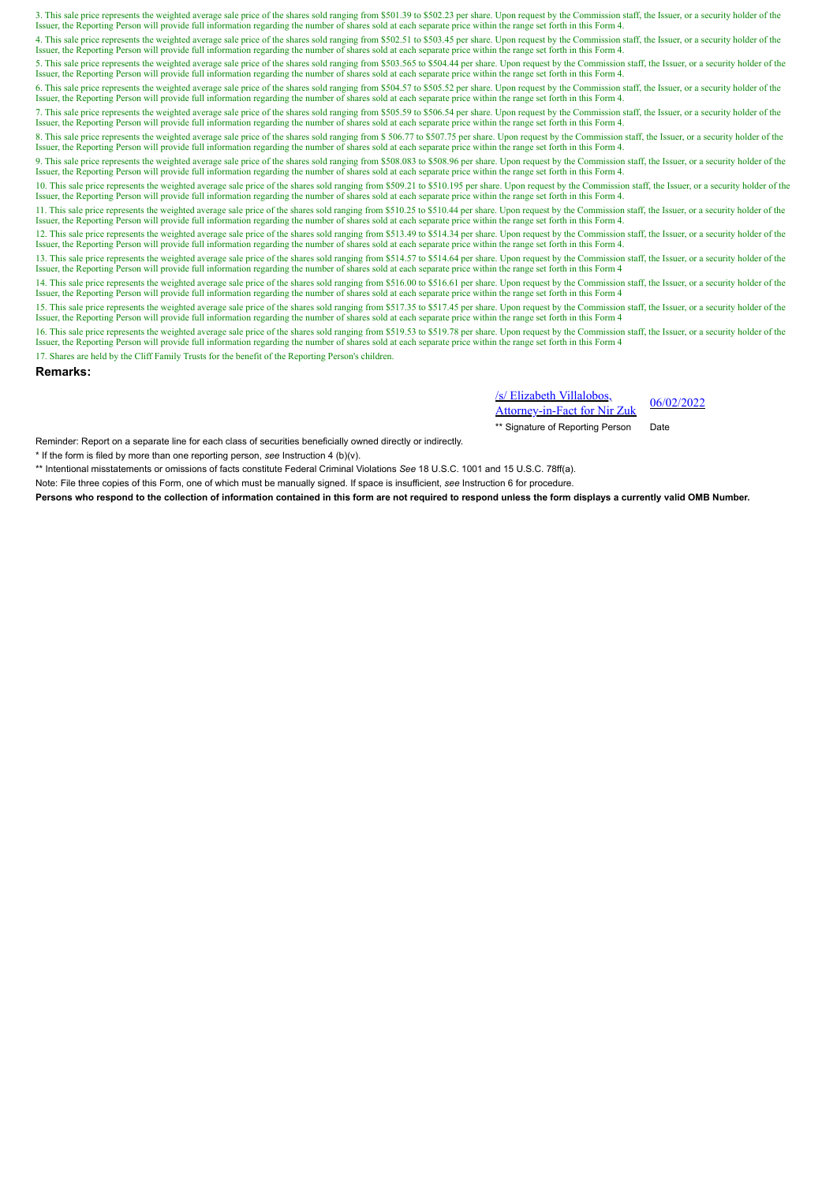3. This sale price represents the weighted average sale price of the shares sold ranging from $501.39 to $502.23 per share. Upon request by the Commission staff, the Issuer, or a security holder of the Issuer, the Reporting Person will provide full information regarding the number of shares sold at each separate price within the range set forth in this Form 4.

4. This sale price represents the weighted average sale price of the shares sold ranging from $502.51 to $503.45 per share. Upon request by the Commission staff, the Issuer, or a security holder of the Issuer, the Reporting Person will provide full information regarding the number of shares sold at each separate price within the range set forth in this Form 4.

5. This sale price represents the weighted average sale price of the shares sold ranging from $503.565 to $504.44 per share. Upon request by the Commission staff, the Issuer, or a security holder of the Issuer, the Reporting Person will provide full information regarding the number of shares sold at each separate price within the range set forth in this Form 4.

6. This sale price represents the weighted average sale price of the shares sold ranging from $504.57 to $505.52 per share. Upon request by the Commission staff, the Issuer, or a security holder of the Issuer, the Reporting Person will provide full information regarding the number of shares sold at each separate price within the range set forth in this Form 4.

7. This sale price represents the weighted average sale price of the shares sold ranging from $505.59 to $506.54 per share. Upon request by the Commission staff, the Issuer, or a security holder of the Issuer, the Reporting Person will provide full information regarding the number of shares sold at each separate price within the range set forth in this Form 4.

8. This sale price represents the weighted average sale price of the shares sold ranging from $ 506.77 to $507.75 per share. Upon request by the Commission staff, the Issuer, or a security holder of the Issuer, the Reporting Person will provide full information regarding the number of shares sold at each separate price within the range set forth in this Form 4.

9. This sale price represents the weighted average sale price of the shares sold ranging from $508.083 to $508.96 per share. Upon request by the Commission staff, the Issuer, or a security holder of the Issuer, the Reporting Person will provide full information regarding the number of shares sold at each separate price within the range set forth in this Form 4.

10. This sale price represents the weighted average sale price of the shares sold ranging from $509.21 to $510.195 per share. Upon request by the Commission staff, the Issuer, or a security holder of the Issuer, the Reporting Person will provide full information regarding the number of shares sold at each separate price within the range set forth in this Form 4.

11. This sale price represents the weighted average sale price of the shares sold ranging from $510.25 to $510.44 per share. Upon request by the Commission staff, the Issuer, or a security holder of the Issuer, the Reporting Person will provide full information regarding the number of shares sold at each separate price within the range set forth in this Form 4.

12. This sale price represents the weighted average sale price of the shares sold ranging from $513.49 to $514.34 per share. Upon request by the Commission staff, the Issuer, or a security holder of the Issuer, the Reporting Person will provide full information regarding the number of shares sold at each separate price within the range set forth in this Form 4.

13. This sale price represents the weighted average sale price of the shares sold ranging from $514.57 to $514.64 per share. Upon request by the Commission staff, the Issuer, or a security holder of the Issuer, the Reporting Person will provide full information regarding the number of shares sold at each separate price within the range set forth in this Form 4

14. This sale price represents the weighted average sale price of the shares sold ranging from $516.00 to $516.61 per share. Upon request by the Commission staff, the Issuer, or a security holder of the Issuer, the Reporting Person will provide full information regarding the number of shares sold at each separate price within the range set forth in this Form 4

15. This sale price represents the weighted average sale price of the shares sold ranging from $517.35 to $517.45 per share. Upon request by the Commission staff, the Issuer, or a security holder of the Issuer, the Reporting Person will provide full information regarding the number of shares sold at each separate price within the range set forth in this Form 4

16. This sale price represents the weighted average sale price of the shares sold ranging from $519.53 to $519.78 per share. Upon request by the Commission staff, the Issuer, or a security holder of the Issuer, the Reporting Person will provide full information regarding the number of shares sold at each separate price within the range set forth in this Form 4

17. Shares are held by the Cliff Family Trusts for the benefit of the Reporting Person's children.

**Remarks:**

/s/ Elizabeth Villalobos, Attorney-in-Fact for Nir Zuk — 06/02/2022

** Signature of Reporting Person — Date

Reminder: Report on a separate line for each class of securities beneficially owned directly or indirectly.

* If the form is filed by more than one reporting person, *see* Instruction 4 (b)(v).

** Intentional misstatements or omissions of facts constitute Federal Criminal Violations *See* 18 U.S.C. 1001 and 15 U.S.C. 78ff(a).

Note: File three copies of this Form, one of which must be manually signed. If space is insufficient, *see* Instruction 6 for procedure.

**Persons who respond to the collection of information contained in this form are not required to respond unless the form displays a currently valid OMB Number.**